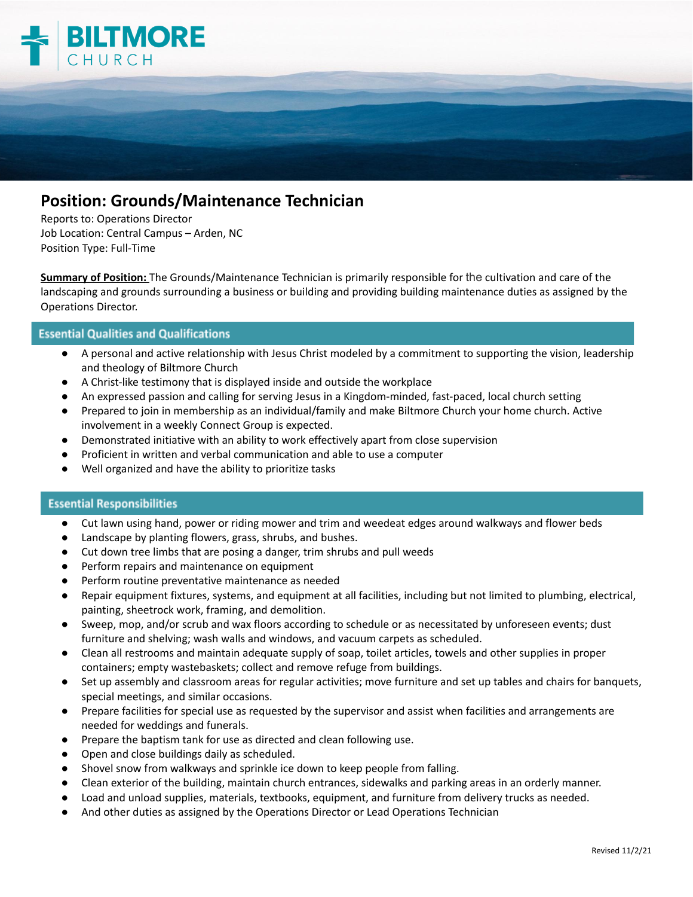# BILTMORE CHURCH

## Position: Grounds/Maintenance Technician

Reports to: Operations Director
Job Location: Central Campus – Arden, NC
Position Type: Full-Time

**Summary of Position:** The Grounds/Maintenance Technician is primarily responsible for the cultivation and care of the landscaping and grounds surrounding a business or building and providing building maintenance duties as assigned by the Operations Director.

### Essential Qualities and Qualifications

- A personal and active relationship with Jesus Christ modeled by a commitment to supporting the vision, leadership and theology of Biltmore Church
- A Christ-like testimony that is displayed inside and outside the workplace
- An expressed passion and calling for serving Jesus in a Kingdom-minded, fast-paced, local church setting
- Prepared to join in membership as an individual/family and make Biltmore Church your home church. Active involvement in a weekly Connect Group is expected.
- Demonstrated initiative with an ability to work effectively apart from close supervision
- Proficient in written and verbal communication and able to use a computer
- Well organized and have the ability to prioritize tasks

### Essential Responsibilities

- Cut lawn using hand, power or riding mower and trim and weedeat edges around walkways and flower beds
- Landscape by planting flowers, grass, shrubs, and bushes.
- Cut down tree limbs that are posing a danger, trim shrubs and pull weeds
- Perform repairs and maintenance on equipment
- Perform routine preventative maintenance as needed
- Repair equipment fixtures, systems, and equipment at all facilities, including but not limited to plumbing, electrical, painting, sheetrock work, framing, and demolition.
- Sweep, mop, and/or scrub and wax floors according to schedule or as necessitated by unforeseen events; dust furniture and shelving; wash walls and windows, and vacuum carpets as scheduled.
- Clean all restrooms and maintain adequate supply of soap, toilet articles, towels and other supplies in proper containers; empty wastebaskets; collect and remove refuge from buildings.
- Set up assembly and classroom areas for regular activities; move furniture and set up tables and chairs for banquets, special meetings, and similar occasions.
- Prepare facilities for special use as requested by the supervisor and assist when facilities and arrangements are needed for weddings and funerals.
- Prepare the baptism tank for use as directed and clean following use.
- Open and close buildings daily as scheduled.
- Shovel snow from walkways and sprinkle ice down to keep people from falling.
- Clean exterior of the building, maintain church entrances, sidewalks and parking areas in an orderly manner.
- Load and unload supplies, materials, textbooks, equipment, and furniture from delivery trucks as needed.
- And other duties as assigned by the Operations Director or Lead Operations Technician

Revised 11/2/21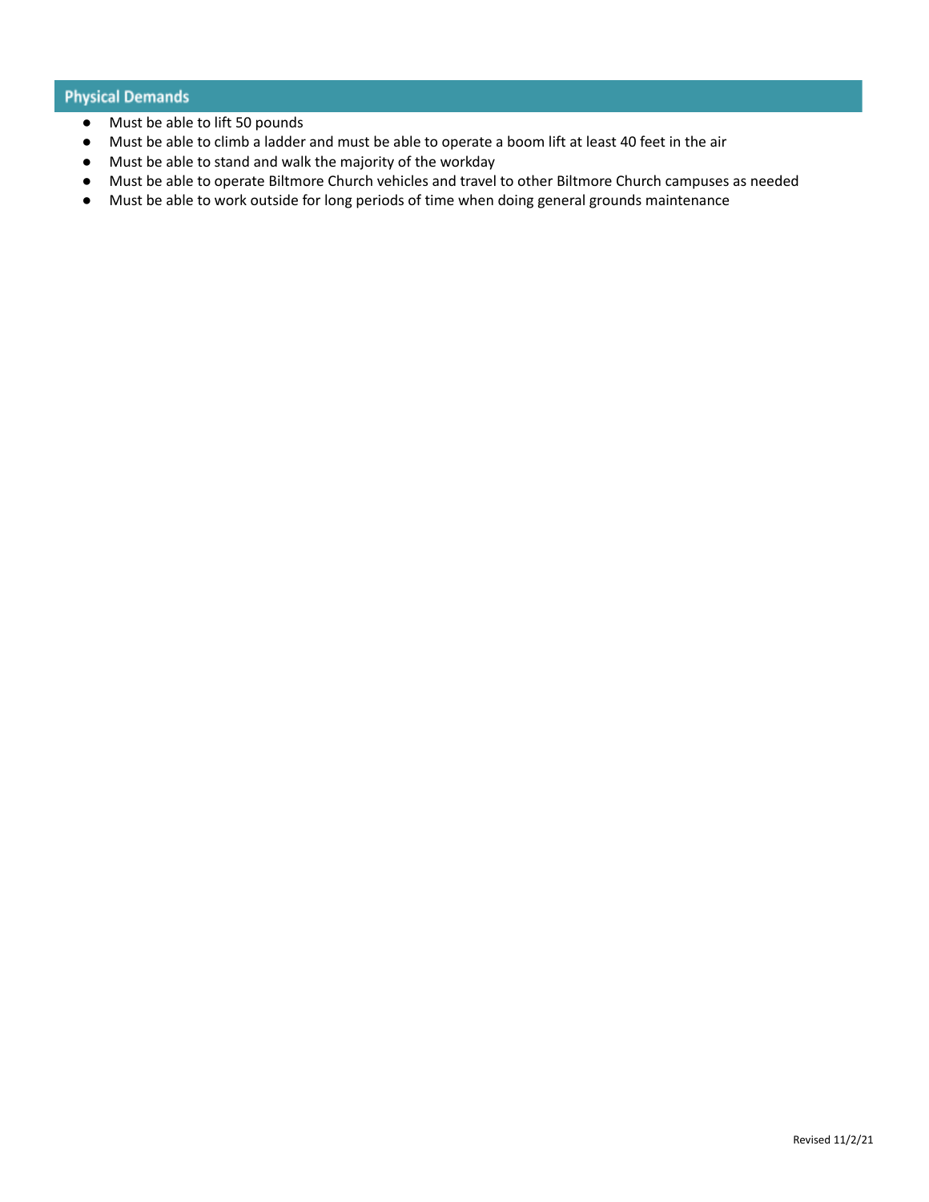## Physical Demands

- Must be able to lift 50 pounds
- Must be able to climb a ladder and must be able to operate a boom lift at least 40 feet in the air
- Must be able to stand and walk the majority of the workday
- Must be able to operate Biltmore Church vehicles and travel to other Biltmore Church campuses as needed
- Must be able to work outside for long periods of time when doing general grounds maintenance

Revised 11/2/21